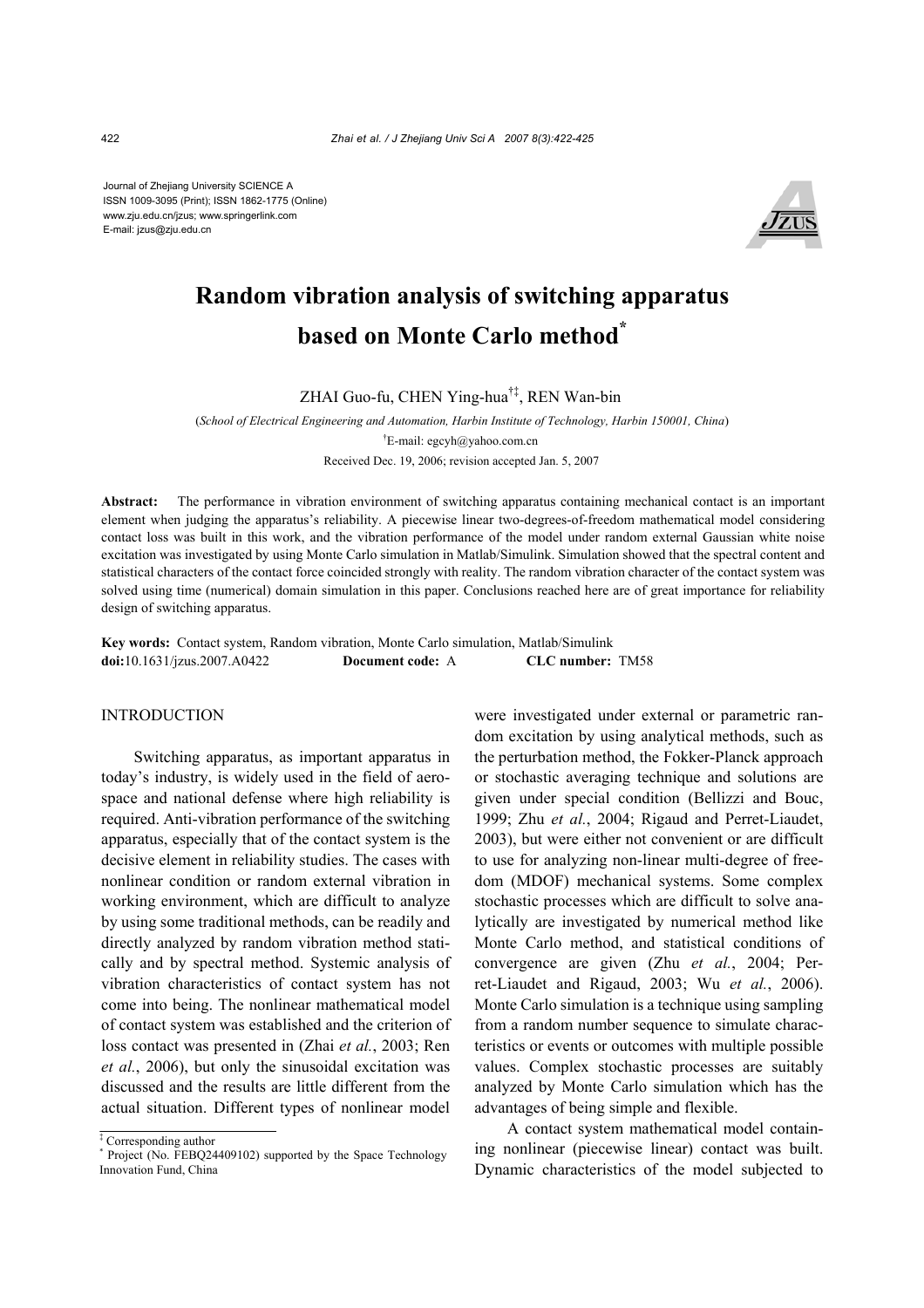Journal of Zhejiang University SCIENCE A
ISSN 1009-3095 (Print); ISSN 1862-1775 (Online)
www.zju.edu.cn/jzus; www.springerlink.com
E-mail: jzus@zju.edu.cn

# Random vibration analysis of switching apparatus based on Monte Carlo method*

ZHAI Guo-fu, CHEN Ying-hua[†‡], REN Wan-bin

(*School of Electrical Engineering and Automation, Harbin Institute of Technology, Harbin 150001, China*)

[†]E-mail: egcyh@yahoo.com.cn

Received Dec. 19, 2006; revision accepted Jan. 5, 2007

**Abstract:** The performance in vibration environment of switching apparatus containing mechanical contact is an important element when judging the apparatus's reliability. A piecewise linear two-degrees-of-freedom mathematical model considering contact loss was built in this work, and the vibration performance of the model under random external Gaussian white noise excitation was investigated by using Monte Carlo simulation in Matlab/Simulink. Simulation showed that the spectral content and statistical characters of the contact force coincided strongly with reality. The random vibration character of the contact system was solved using time (numerical) domain simulation in this paper. Conclusions reached here are of great importance for reliability design of switching apparatus.

**Key words:** Contact system, Random vibration, Monte Carlo simulation, Matlab/Simulink

**doi:**10.1631/jzus.2007.A0422 **Document code:** A **CLC number:** TM58

## INTRODUCTION

Switching apparatus, as important apparatus in today's industry, is widely used in the field of aerospace and national defense where high reliability is required. Anti-vibration performance of the switching apparatus, especially that of the contact system is the decisive element in reliability studies. The cases with nonlinear condition or random external vibration in working environment, which are difficult to analyze by using some traditional methods, can be readily and directly analyzed by random vibration method statically and by spectral method. Systemic analysis of vibration characteristics of contact system has not come into being. The nonlinear mathematical model of contact system was established and the criterion of loss contact was presented in (Zhai *et al.*, 2003; Ren *et al.*, 2006), but only the sinusoidal excitation was discussed and the results are little different from the actual situation. Different types of nonlinear model were investigated under external or parametric random excitation by using analytical methods, such as the perturbation method, the Fokker-Planck approach or stochastic averaging technique and solutions are given under special condition (Bellizzi and Bouc, 1999; Zhu *et al.*, 2004; Rigaud and Perret-Liaudet, 2003), but were either not convenient or are difficult to use for analyzing non-linear multi-degree of freedom (MDOF) mechanical systems. Some complex stochastic processes which are difficult to solve analytically are investigated by numerical method like Monte Carlo method, and statistical conditions of convergence are given (Zhu *et al.*, 2004; Perret-Liaudet and Rigaud, 2003; Wu *et al.*, 2006). Monte Carlo simulation is a technique using sampling from a random number sequence to simulate characteristics or events or outcomes with multiple possible values. Complex stochastic processes are suitably analyzed by Monte Carlo simulation which has the advantages of being simple and flexible.

A contact system mathematical model containing nonlinear (piecewise linear) contact was built. Dynamic characteristics of the model subjected to

[‡] Corresponding author
[*] Project (No. FEBQ24409102) supported by the Space Technology Innovation Fund, China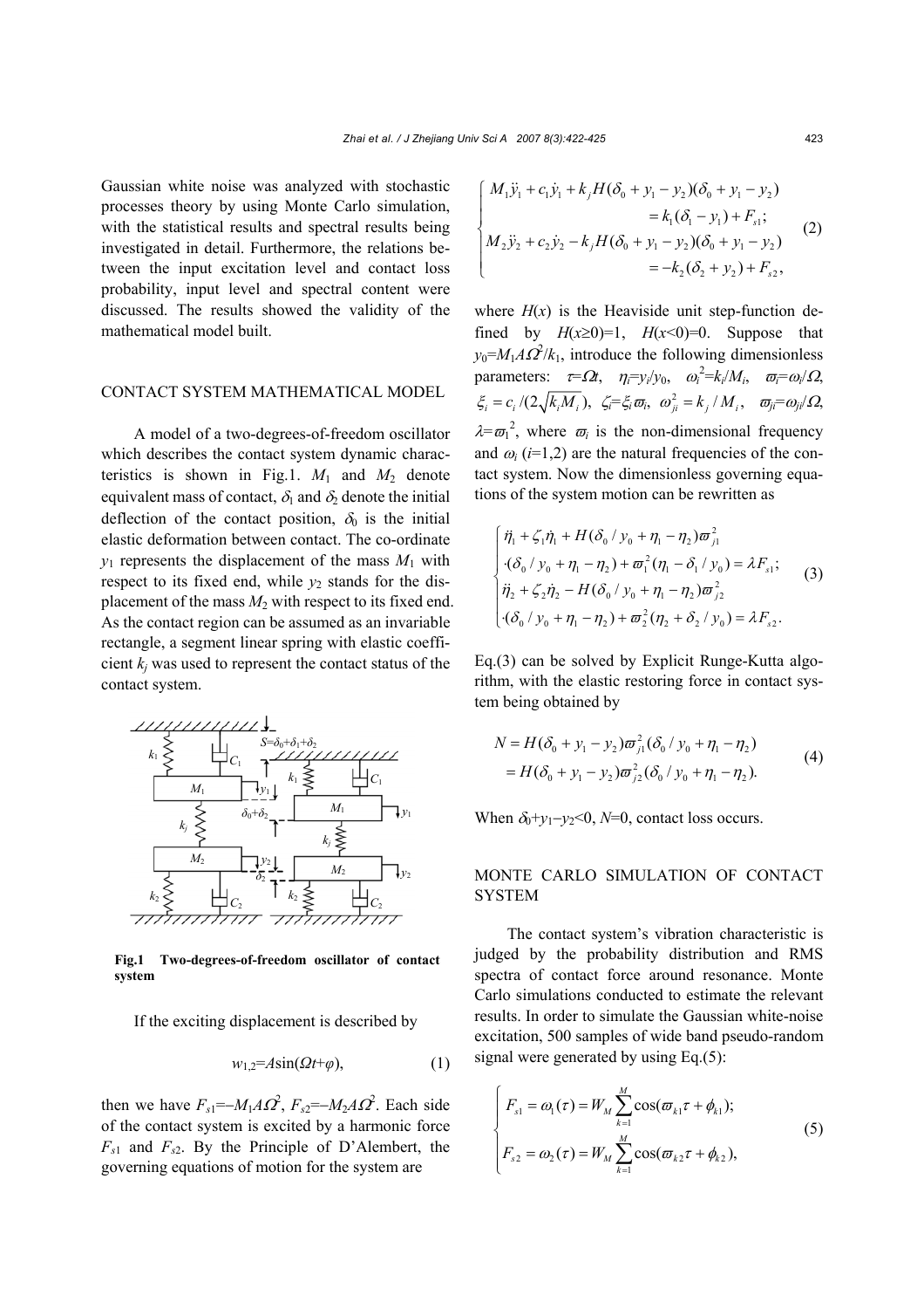Gaussian white noise was analyzed with stochastic processes theory by using Monte Carlo simulation, with the statistical results and spectral results being investigated in detail. Furthermore, the relations between the input excitation level and contact loss probability, input level and spectral content were discussed. The results showed the validity of the mathematical model built.

## CONTACT SYSTEM MATHEMATICAL MODEL

A model of a two-degrees-of-freedom oscillator which describes the contact system dynamic characteristics is shown in Fig.1. $M_1$ and $M_2$ denote equivalent mass of contact, $\delta_1$ and $\delta_2$ denote the initial deflection of the contact position, $\delta_0$ is the initial elastic deformation between contact. The co-ordinate $y_1$ represents the displacement of the mass $M_1$ with respect to its fixed end, while $y_2$ stands for the displacement of the mass $M_2$ with respect to its fixed end. As the contact region can be assumed as an invariable rectangle, a segment linear spring with elastic coefficient $k_j$ was used to represent the contact status of the contact system.

**Fig.1 Two-degrees-of-freedom oscillator of contact system**

If the exciting displacement is described by

$$w_{1,2}=A\sin(\Omega t+\varphi), \tag{1}$$

then we have $F_{s1}=-M_1 A\Omega^2$, $F_{s2}=-M_2 A\Omega^2$. Each side of the contact system is excited by a harmonic force $F_{s1}$ and $F_{s2}$. By the Principle of D'Alembert, the governing equations of motion for the system are

$$\begin{cases} M_1\ddot{y}_1 + c_1\dot{y}_1 + k_j H(\delta_0 + y_1 - y_2)(\delta_0 + y_1 - y_2) \\ \qquad = k_1(\delta_1 - y_1) + F_{s1}; \\ M_2\ddot{y}_2 + c_2\dot{y}_2 - k_j H(\delta_0 + y_1 - y_2)(\delta_0 + y_1 - y_2) \\ \qquad = -k_2(\delta_2 + y_2) + F_{s2}, \end{cases} \tag{2}$$

where $H(x)$ is the Heaviside unit step-function defined by $H(x\geq 0)=1$, $H(x<0)=0$. Suppose that $y_0=M_1 A\Omega^2/k_1$, introduce the following dimensionless parameters: $\tau=\Omega t$, $\eta_i=y_i/y_0$, $\omega_i^2=k_i/M_i$, $\varpi_i=\omega_i/\Omega$, $\xi_i=c_i/(2\sqrt{k_i M_i})$, $\zeta_i=\xi_i\varpi_i$, $\omega_{ji}^2=k_j/M_i$, $\varpi_{ji}=\omega_{ji}/\Omega$, $\lambda=\varpi_1^2$, where $\varpi_i$ is the non-dimensional frequency and $\omega_i$ ($i$=1,2) are the natural frequencies of the contact system. Now the dimensionless governing equations of the system motion can be rewritten as

$$\begin{cases} \ddot{\eta}_1 + \zeta_1\dot{\eta}_1 + H(\delta_0/y_0 + \eta_1 - \eta_2)\varpi_{j1}^2 \\ \cdot(\delta_0/y_0 + \eta_1 - \eta_2) + \varpi_1^2(\eta_1 - \delta_1/y_0) = \lambda F_{s1}; \\ \ddot{\eta}_2 + \zeta_2\dot{\eta}_2 - H(\delta_0/y_0 + \eta_1 - \eta_2)\varpi_{j2}^2 \\ \cdot(\delta_0/y_0 + \eta_1 - \eta_2) + \varpi_2^2(\eta_2 + \delta_2/y_0) = \lambda F_{s2}. \end{cases} \tag{3}$$

Eq.(3) can be solved by Explicit Runge-Kutta algorithm, with the elastic restoring force in contact system being obtained by

$$\begin{aligned} N &= H(\delta_0 + y_1 - y_2)\varpi_{j1}^2(\delta_0/y_0 + \eta_1 - \eta_2) \\ &= H(\delta_0 + y_1 - y_2)\varpi_{j2}^2(\delta_0/y_0 + \eta_1 - \eta_2). \end{aligned} \tag{4}$$

When $\delta_0+y_1-y_2<0$, $N=0$, contact loss occurs.

## MONTE CARLO SIMULATION OF CONTACT SYSTEM

The contact system's vibration characteristic is judged by the probability distribution and RMS spectra of contact force around resonance. Monte Carlo simulations conducted to estimate the relevant results. In order to simulate the Gaussian white-noise excitation, 500 samples of wide band pseudo-random signal were generated by using Eq.(5):

$$\begin{cases} F_{s1} = \omega_1(\tau) = W_M \sum_{k=1}^{M} \cos(\varpi_{k1}\tau + \phi_{k1}); \\ F_{s2} = \omega_2(\tau) = W_M \sum_{k=1}^{M} \cos(\varpi_{k2}\tau + \phi_{k2}), \end{cases} \tag{5}$$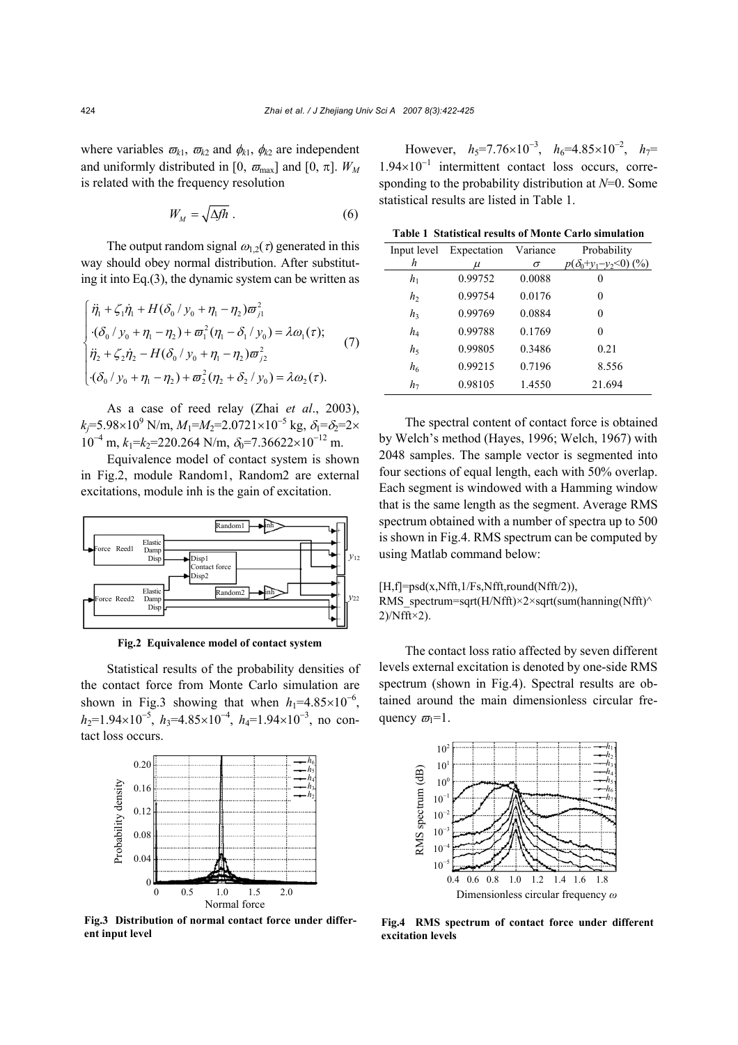where variables $\varpi_{k1}$, $\varpi_{k2}$ and $\phi_{k1}$, $\phi_{k2}$ are independent and uniformly distributed in $[0, \varpi_{\max}]$ and $[0, \pi]$. $W_M$ is related with the frequency resolution

$$W_M = \sqrt{\Delta f h}\ . \tag{6}$$

The output random signal $\omega_{1,2}(\tau)$ generated in this way should obey normal distribution. After substituting it into Eq.(3), the dynamic system can be written as

$$\begin{cases} \ddot{\eta}_1 + \zeta_1\dot{\eta}_1 + H(\delta_0/y_0 + \eta_1 - \eta_2)\varpi_{j1}^2 \\ \cdot(\delta_0/y_0 + \eta_1 - \eta_2) + \varpi_1^2(\eta_1 - \delta_1/y_0) = \lambda\omega_1(\tau); \\ \ddot{\eta}_2 + \zeta_2\dot{\eta}_2 - H(\delta_0/y_0 + \eta_1 - \eta_2)\varpi_{j2}^2 \\ \cdot(\delta_0/y_0 + \eta_1 - \eta_2) + \varpi_2^2(\eta_2 + \delta_2/y_0) = \lambda\omega_2(\tau). \end{cases} \tag{7}$$

As a case of reed relay (Zhai *et al*., 2003), $k_j$=5.98×10$^9$ N/m, $M_1$=$M_2$=2.0721×10$^{-5}$ kg, $\delta_1$=$\delta_2$=2×10$^{-4}$ m, $k_1$=$k_2$=220.264 N/m, $\delta_0$=7.36622×10$^{-12}$ m.

Equivalence model of contact system is shown in Fig.2, module Random1, Random2 are external excitations, module inh is the gain of excitation.

**Fig.2 Equivalence model of contact system**

Statistical results of the probability densities of the contact force from Monte Carlo simulation are shown in Fig.3 showing that when $h_1$=4.85×10$^{-6}$, $h_2$=1.94×10$^{-5}$, $h_3$=4.85×10$^{-4}$, $h_4$=1.94×10$^{-3}$, no contact loss occurs.

**Fig.3 Distribution of normal contact force under different input level**

However, $h_5$=7.76×10$^{-3}$, $h_6$=4.85×10$^{-2}$, $h_7$=1.94×10$^{-1}$ intermittent contact loss occurs, corresponding to the probability distribution at $N$=0. Some statistical results are listed in Table 1.

**Table 1 Statistical results of Monte Carlo simulation**

| Input level $h$ | Expectation $\mu$ | Variance $\sigma$ | Probability $p(\delta_0+y_1-y_2<0)$ (%) |
|---|---|---|---|
| $h_1$ | 0.99752 | 0.0088 | 0 |
| $h_2$ | 0.99754 | 0.0176 | 0 |
| $h_3$ | 0.99769 | 0.0884 | 0 |
| $h_4$ | 0.99788 | 0.1769 | 0 |
| $h_5$ | 0.99805 | 0.3486 | 0.21 |
| $h_6$ | 0.99215 | 0.7196 | 8.556 |
| $h_7$ | 0.98105 | 1.4550 | 21.694 |

The spectral content of contact force is obtained by Welch's method (Hayes, 1996; Welch, 1967) with 2048 samples. The sample vector is segmented into four sections of equal length, each with 50% overlap. Each segment is windowed with a Hamming window that is the same length as the segment. Average RMS spectrum obtained with a number of spectra up to 500 is shown in Fig.4. RMS spectrum can be computed by using Matlab command below:

```
[H,f]=psd(x,Nfft,1/Fs,Nfft,round(Nfft/2)),
RMS_spectrum=sqrt(H/Nfft)×2×sqrt(sum(hanning(Nfft)^2)/Nfft×2).
```

The contact loss ratio affected by seven different levels external excitation is denoted by one-side RMS spectrum (shown in Fig.4). Spectral results are obtained around the main dimensionless circular frequency $\varpi_1$=1.

**Fig.4 RMS spectrum of contact force under different excitation levels**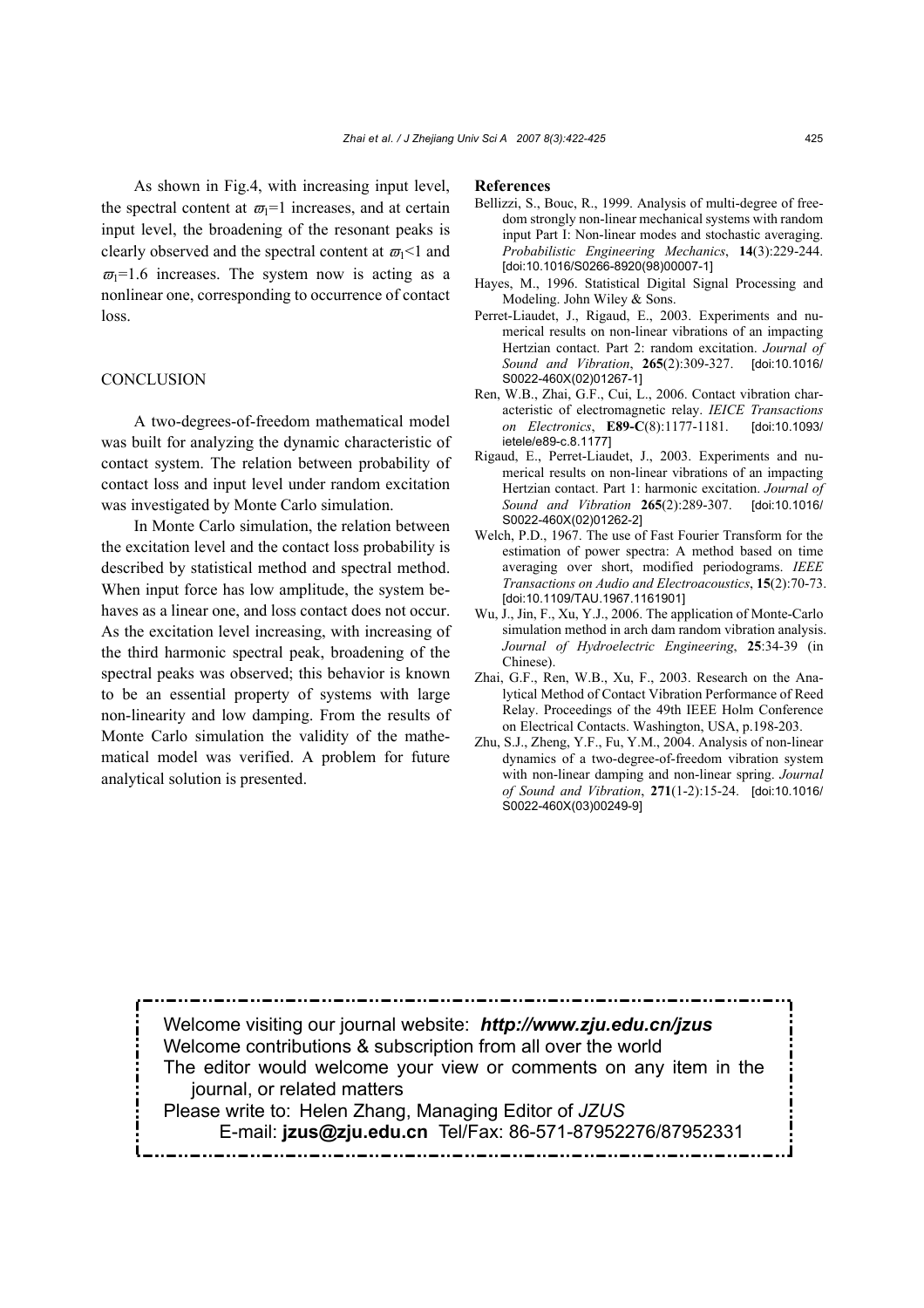As shown in Fig.4, with increasing input level, the spectral content at $\varpi_1=1$ increases, and at certain input level, the broadening of the resonant peaks is clearly observed and the spectral content at $\varpi_1<1$ and $\varpi_1=1.6$ increases. The system now is acting as a nonlinear one, corresponding to occurrence of contact loss.

## CONCLUSION

A two-degrees-of-freedom mathematical model was built for analyzing the dynamic characteristic of contact system. The relation between probability of contact loss and input level under random excitation was investigated by Monte Carlo simulation.

In Monte Carlo simulation, the relation between the excitation level and the contact loss probability is described by statistical method and spectral method. When input force has low amplitude, the system behaves as a linear one, and loss contact does not occur. As the excitation level increasing, with increasing of the third harmonic spectral peak, broadening of the spectral peaks was observed; this behavior is known to be an essential property of systems with large non-linearity and low damping. From the results of Monte Carlo simulation the validity of the mathematical model was verified. A problem for future analytical solution is presented.

## References

Bellizzi, S., Bouc, R., 1999. Analysis of multi-degree of freedom strongly non-linear mechanical systems with random input Part I: Non-linear modes and stochastic averaging. *Probabilistic Engineering Mechanics*, **14**(3):229-244. [doi:10.1016/S0266-8920(98)00007-1]

Hayes, M., 1996. Statistical Digital Signal Processing and Modeling. John Wiley & Sons.

Perret-Liaudet, J., Rigaud, E., 2003. Experiments and numerical results on non-linear vibrations of an impacting Hertzian contact. Part 2: random excitation. *Journal of Sound and Vibration*, **265**(2):309-327. [doi:10.1016/S0022-460X(02)01267-1]

Ren, W.B., Zhai, G.F., Cui, L., 2006. Contact vibration characteristic of electromagnetic relay. *IEICE Transactions on Electronics*, **E89-C**(8):1177-1181. [doi:10.1093/ietele/e89-c.8.1177]

Rigaud, E., Perret-Liaudet, J., 2003. Experiments and numerical results on non-linear vibrations of an impacting Hertzian contact. Part 1: harmonic excitation. *Journal of Sound and Vibration* **265**(2):289-307. [doi:10.1016/S0022-460X(02)01262-2]

Welch, P.D., 1967. The use of Fast Fourier Transform for the estimation of power spectra: A method based on time averaging over short, modified periodograms. *IEEE Transactions on Audio and Electroacoustics*, **15**(2):70-73. [doi:10.1109/TAU.1967.1161901]

Wu, J., Jin, F., Xu, Y.J., 2006. The application of Monte-Carlo simulation method in arch dam random vibration analysis. *Journal of Hydroelectric Engineering*, **25**:34-39 (in Chinese).

Zhai, G.F., Ren, W.B., Xu, F., 2003. Research on the Analytical Method of Contact Vibration Performance of Reed Relay. Proceedings of the 49th IEEE Holm Conference on Electrical Contacts. Washington, USA, p.198-203.

Zhu, S.J., Zheng, Y.F., Fu, Y.M., 2004. Analysis of non-linear dynamics of a two-degree-of-freedom vibration system with non-linear damping and non-linear spring. *Journal of Sound and Vibration*, **271**(1-2):15-24. [doi:10.1016/S0022-460X(03)00249-9]

Welcome visiting our journal website: ***http://www.zju.edu.cn/jzus***
Welcome contributions & subscription from all over the world
The editor would welcome your view or comments on any item in the journal, or related matters
Please write to: Helen Zhang, Managing Editor of *JZUS*
E-mail: **jzus@zju.edu.cn** Tel/Fax: 86-571-87952276/87952331